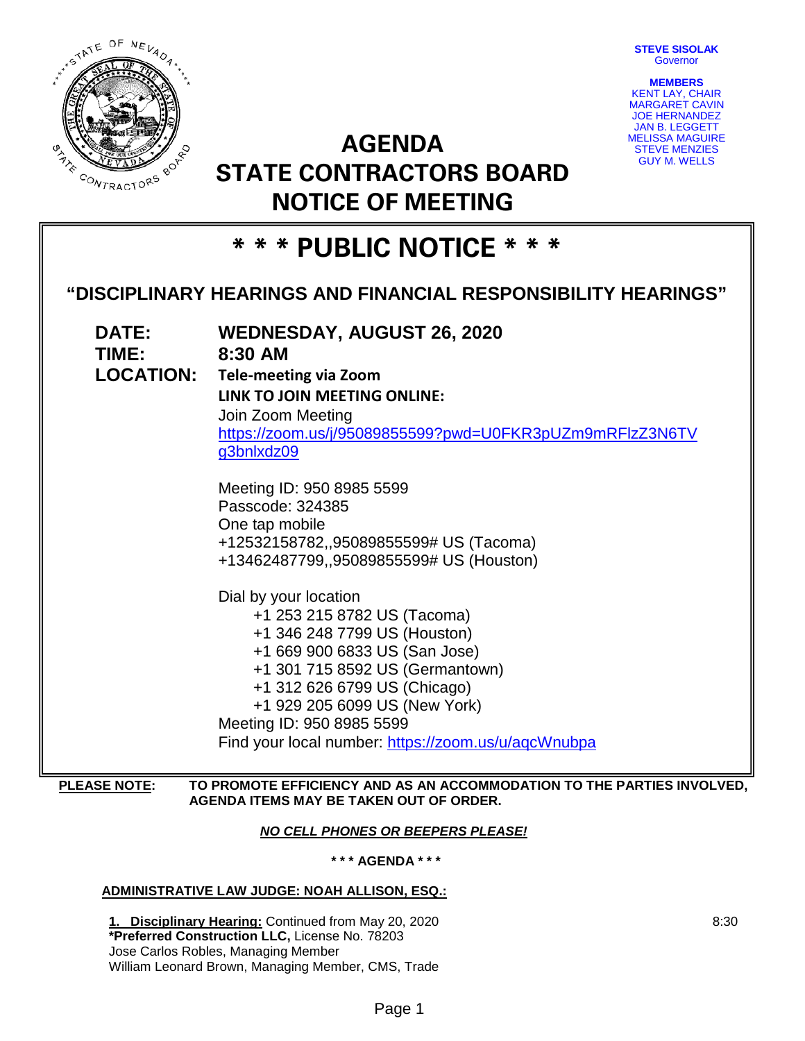**STEVE SISOLAK**
Governor

**MEMBERS**
KENT LAY, CHAIR
MARGARET CAVIN
JOE HERNANDEZ
JAN B. LEGGETT
MELISSA MAGUIRE
STEVE MENZIES
GUY M. WELLS

# AGENDA
# STATE CONTRACTORS BOARD
# NOTICE OF MEETING

## * * * PUBLIC NOTICE * * *

### "DISCIPLINARY HEARINGS AND FINANCIAL RESPONSIBILITY HEARINGS"

**DATE:** **WEDNESDAY, AUGUST 26, 2020**

**TIME:** **8:30 AM**

**LOCATION:** **Tele-meeting via Zoom**

**LINK TO JOIN MEETING ONLINE:**

Join Zoom Meeting
https://zoom.us/j/95089855599?pwd=U0FKR3pUZm9mRFlzZ3N6TVg3bnlxdz09

Meeting ID: 950 8985 5599
Passcode: 324385
One tap mobile
+12532158782,,95089855599# US (Tacoma)
+13462487799,,95089855599# US (Houston)

Dial by your location
+1 253 215 8782 US (Tacoma)
+1 346 248 7799 US (Houston)
+1 669 900 6833 US (San Jose)
+1 301 715 8592 US (Germantown)
+1 312 626 6799 US (Chicago)
+1 929 205 6099 US (New York)
Meeting ID: 950 8985 5599
Find your local number: https://zoom.us/u/aqcWnubpa

**PLEASE NOTE:** **TO PROMOTE EFFICIENCY AND AS AN ACCOMMODATION TO THE PARTIES INVOLVED, AGENDA ITEMS MAY BE TAKEN OUT OF ORDER.**

***NO CELL PHONES OR BEEPERS PLEASE!***

**\* \* \* AGENDA \* \* \***

**ADMINISTRATIVE LAW JUDGE: NOAH ALLISON, ESQ.:**

**1. Disciplinary Hearing:** Continued from May 20, 2020 — 8:30
**\*Preferred Construction LLC,** License No. 78203
Jose Carlos Robles, Managing Member
William Leonard Brown, Managing Member, CMS, Trade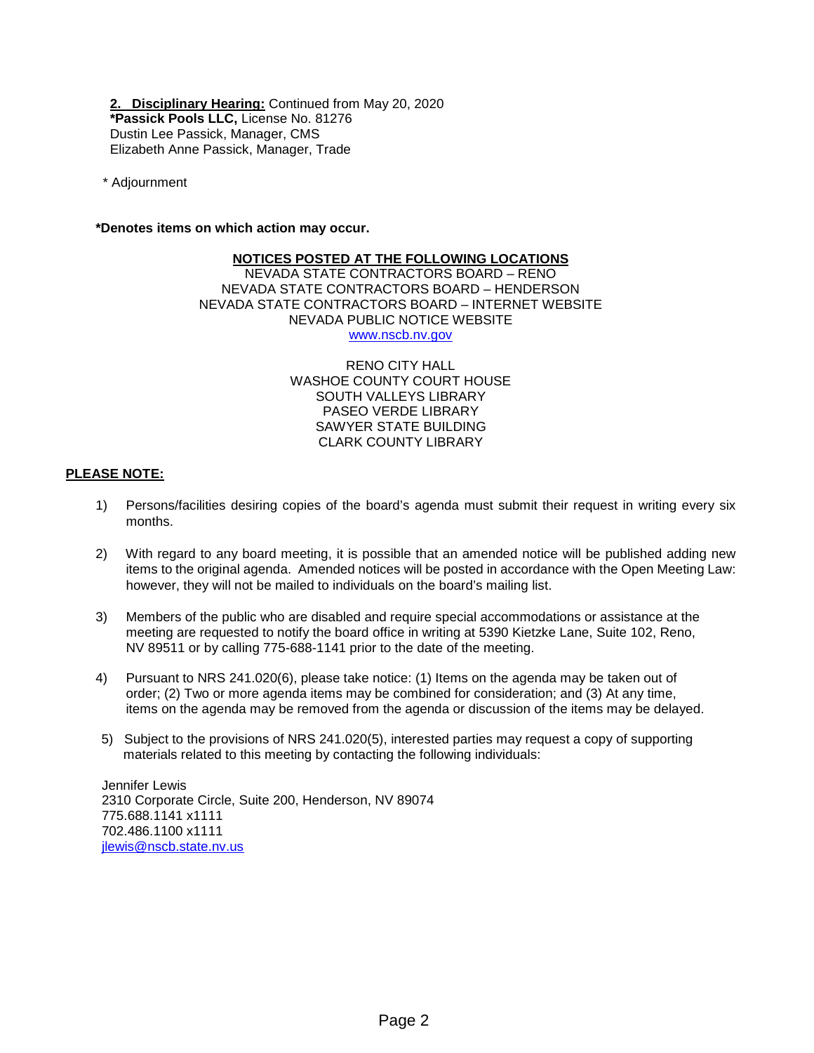**2. Disciplinary Hearing:** Continued from May 20, 2020
***Passick Pools LLC,** License No. 81276
Dustin Lee Passick, Manager, CMS
Elizabeth Anne Passick, Manager, Trade

\* Adjournment

***Denotes items on which action may occur.**

**NOTICES POSTED AT THE FOLLOWING LOCATIONS**
NEVADA STATE CONTRACTORS BOARD – RENO
NEVADA STATE CONTRACTORS BOARD – HENDERSON
NEVADA STATE CONTRACTORS BOARD – INTERNET WEBSITE
NEVADA PUBLIC NOTICE WEBSITE
www.nscb.nv.gov

RENO CITY HALL
WASHOE COUNTY COURT HOUSE
SOUTH VALLEYS LIBRARY
PASEO VERDE LIBRARY
SAWYER STATE BUILDING
CLARK COUNTY LIBRARY

**PLEASE NOTE:**

1) Persons/facilities desiring copies of the board's agenda must submit their request in writing every six months.

2) With regard to any board meeting, it is possible that an amended notice will be published adding new items to the original agenda. Amended notices will be posted in accordance with the Open Meeting Law: however, they will not be mailed to individuals on the board's mailing list.

3) Members of the public who are disabled and require special accommodations or assistance at the meeting are requested to notify the board office in writing at 5390 Kietzke Lane, Suite 102, Reno, NV 89511 or by calling 775-688-1141 prior to the date of the meeting.

4) Pursuant to NRS 241.020(6), please take notice: (1) Items on the agenda may be taken out of order; (2) Two or more agenda items may be combined for consideration; and (3) At any time, items on the agenda may be removed from the agenda or discussion of the items may be delayed.

5) Subject to the provisions of NRS 241.020(5), interested parties may request a copy of supporting materials related to this meeting by contacting the following individuals:

Jennifer Lewis
2310 Corporate Circle, Suite 200, Henderson, NV 89074
775.688.1141 x1111
702.486.1100 x1111
jlewis@nscb.state.nv.us